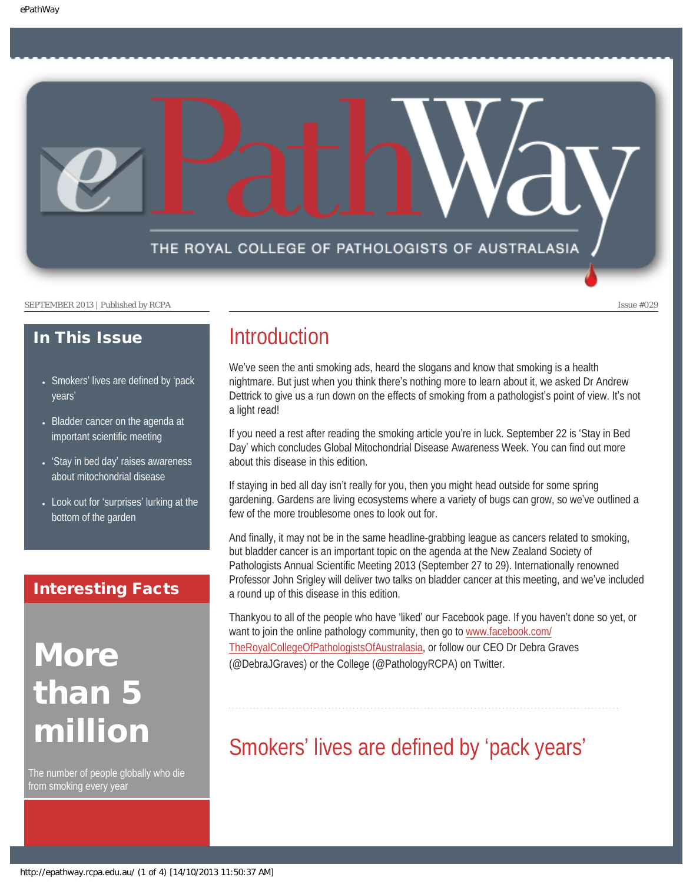# ePathWay

THE ROYAL COLLEGE OF PATHOLOGISTS OF AUSTRALASIA

SEPTEMBER 2013 | Published by RCPA

Issue #029

## In This Issue

- Smokers' lives are defined by 'pack years'
- Bladder cancer on the agenda at important scientific meeting
- 'Stay in bed day' raises awareness about mitochondrial disease
- Look out for 'surprises' lurking at the bottom of the garden

## Interesting Facts

**More than 5 million**

The number of people globally who die from smoking every year

## Introduction

We've seen the anti smoking ads, heard the slogans and know that smoking is a health nightmare. But just when you think there's nothing more to learn about it, we asked Dr Andrew Dettrick to give us a run down on the effects of smoking from a pathologist's point of view. It's not a light read!

If you need a rest after reading the smoking article you're in luck. September 22 is 'Stay in Bed Day' which concludes Global Mitochondrial Disease Awareness Week. You can find out more about this disease in this edition.

If staying in bed all day isn't really for you, then you might head outside for some spring gardening. Gardens are living ecosystems where a variety of bugs can grow, so we've outlined a few of the more troublesome ones to look out for.

And finally, it may not be in the same headline-grabbing league as cancers related to smoking, but bladder cancer is an important topic on the agenda at the New Zealand Society of Pathologists Annual Scientific Meeting 2013 (September 27 to 29). Internationally renowned Professor John Srigley will deliver two talks on bladder cancer at this meeting, and we've included a round up of this disease in this edition.

Thankyou to all of the people who have 'liked' our Facebook page. If you haven't done so yet, or want to join the online pathology community, then go to [www.facebook.com/TheRoyalCollegeOfPathologistsOfAustralasia](http://www.facebook.com/TheRoyalCollegeOfPathologistsOfAustralasia), or follow our CEO Dr Debra Graves (@DebraJGraves) or the College (@PathologyRCPA) on Twitter.

## Smokers' lives are defined by 'pack years'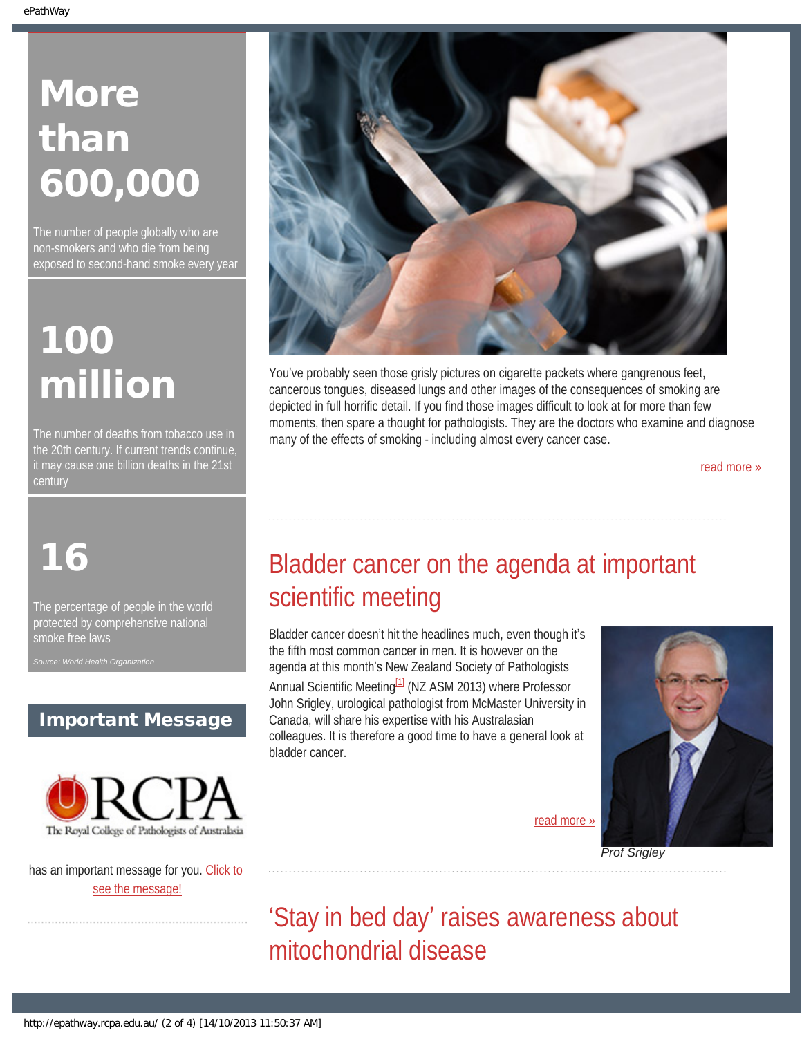## More than 600,000

The number of people globally who are non-smokers and who die from being exposed to second-hand smoke every year

## 100 million

The number of deaths from tobacco use in the 20th century. If current trends continue, it may cause one billion deaths in the 21st century

## 16

The percentage of people in the world protected by comprehensive national smoke free laws

*Source: World Health Organization*

## Important Message

RCPA – The Royal College of Pathologists of Australasia

has an important message for you. Click to see the message!

You've probably seen those grisly pictures on cigarette packets where gangrenous feet, cancerous tongues, diseased lungs and other images of the consequences of smoking are depicted in full horrific detail. If you find those images difficult to look at for more than few moments, then spare a thought for pathologists. They are the doctors who examine and diagnose many of the effects of smoking - including almost every cancer case.

read more »

## Bladder cancer on the agenda at important scientific meeting

Bladder cancer doesn't hit the headlines much, even though it's the fifth most common cancer in men. It is however on the agenda at this month's New Zealand Society of Pathologists Annual Scientific Meeting[1] (NZ ASM 2013) where Professor John Srigley, urological pathologist from McMaster University in Canada, will share his expertise with his Australasian colleagues. It is therefore a good time to have a general look at bladder cancer.

read more »

*Prof Srigley*

## 'Stay in bed day' raises awareness about mitochondrial disease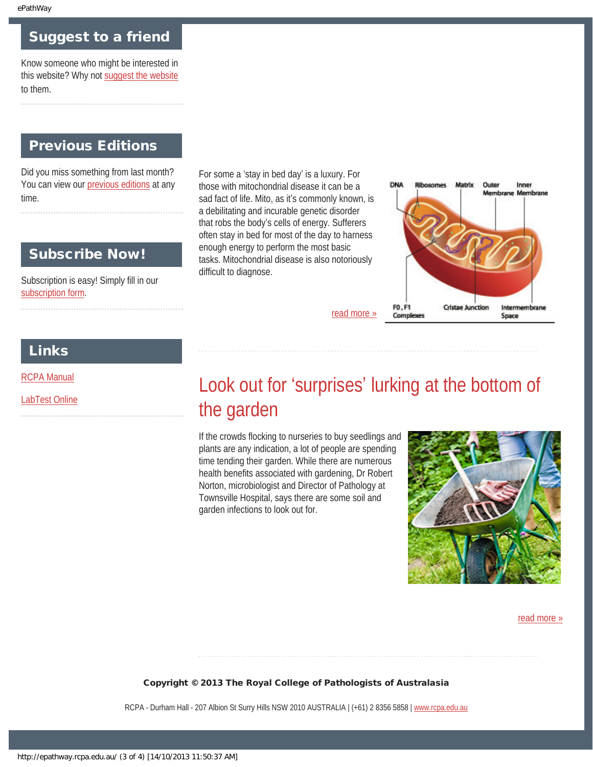## Suggest to a friend

Know someone who might be interested in this website? Why not suggest the website to them.

## Previous Editions

Did you miss something from last month? You can view our previous editions at any time.

## Subscribe Now!

Subscription is easy! Simply fill in our subscription form.

## Links

RCPA Manual

LabTest Online

For some a ‘stay in bed day’ is a luxury. For those with mitochondrial disease it can be a sad fact of life. Mito, as it’s commonly known, is a debilitating and incurable genetic disorder that robs the body’s cells of energy. Sufferers often stay in bed for most of the day to harness enough energy to perform the most basic tasks. Mitochondrial disease is also notoriously difficult to diagnose.

read more »

# Look out for ‘surprises’ lurking at the bottom of the garden

If the crowds flocking to nurseries to buy seedlings and plants are any indication, a lot of people are spending time tending their garden. While there are numerous health benefits associated with gardening, Dr Robert Norton, microbiologist and Director of Pathology at Townsville Hospital, says there are some soil and garden infections to look out for.

read more »

**Copyright © 2013 The Royal College of Pathologists of Australasia**

RCPA - Durham Hall - 207 Albion St Surry Hills NSW 2010 AUSTRALIA | (+61) 2 8356 5858 | www.rcpa.edu.au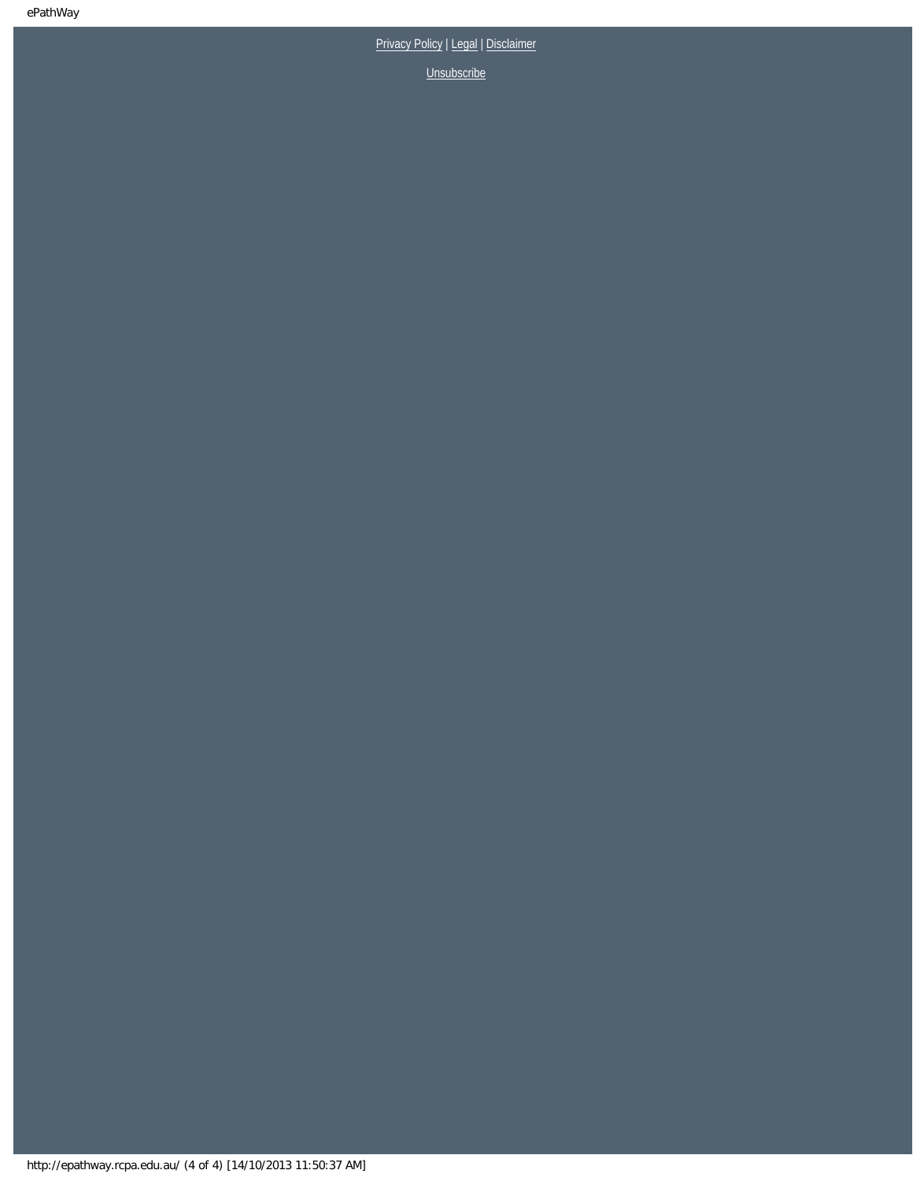Privacy Policy | Legal | Disclaimer

Unsubscribe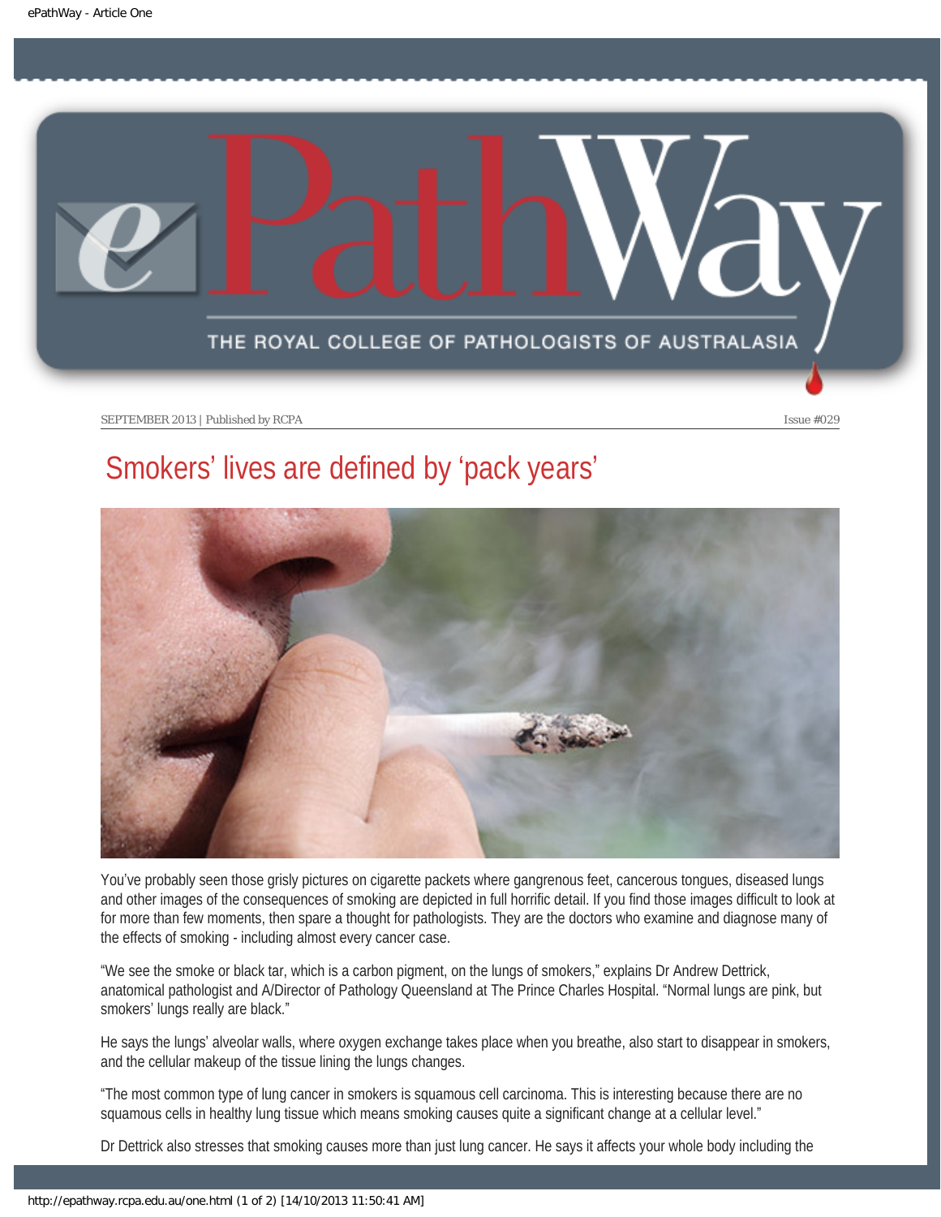SEPTEMBER 2013 | Published by RCPA | Issue #029

# Smokers' lives are defined by 'pack years'

You've probably seen those grisly pictures on cigarette packets where gangrenous feet, cancerous tongues, diseased lungs and other images of the consequences of smoking are depicted in full horrific detail. If you find those images difficult to look at for more than few moments, then spare a thought for pathologists. They are the doctors who examine and diagnose many of the effects of smoking - including almost every cancer case.

"We see the smoke or black tar, which is a carbon pigment, on the lungs of smokers," explains Dr Andrew Dettrick, anatomical pathologist and A/Director of Pathology Queensland at The Prince Charles Hospital. "Normal lungs are pink, but smokers' lungs really are black."

He says the lungs' alveolar walls, where oxygen exchange takes place when you breathe, also start to disappear in smokers, and the cellular makeup of the tissue lining the lungs changes.

"The most common type of lung cancer in smokers is squamous cell carcinoma. This is interesting because there are no squamous cells in healthy lung tissue which means smoking causes quite a significant change at a cellular level."

Dr Dettrick also stresses that smoking causes more than just lung cancer. He says it affects your whole body including the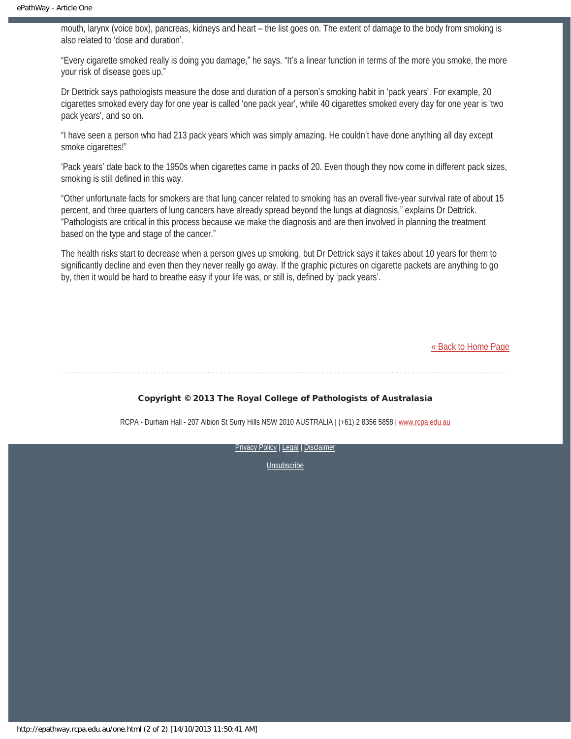mouth, larynx (voice box), pancreas, kidneys and heart – the list goes on. The extent of damage to the body from smoking is also related to 'dose and duration'.

"Every cigarette smoked really is doing you damage," he says. "It's a linear function in terms of the more you smoke, the more your risk of disease goes up."

Dr Dettrick says pathologists measure the dose and duration of a person's smoking habit in 'pack years'. For example, 20 cigarettes smoked every day for one year is called 'one pack year', while 40 cigarettes smoked every day for one year is 'two pack years', and so on.

"I have seen a person who had 213 pack years which was simply amazing. He couldn't have done anything all day except smoke cigarettes!"

'Pack years' date back to the 1950s when cigarettes came in packs of 20. Even though they now come in different pack sizes, smoking is still defined in this way.

"Other unfortunate facts for smokers are that lung cancer related to smoking has an overall five-year survival rate of about 15 percent, and three quarters of lung cancers have already spread beyond the lungs at diagnosis," explains Dr Dettrick. "Pathologists are critical in this process because we make the diagnosis and are then involved in planning the treatment based on the type and stage of the cancer."

The health risks start to decrease when a person gives up smoking, but Dr Dettrick says it takes about 10 years for them to significantly decline and even then they never really go away. If the graphic pictures on cigarette packets are anything to go by, then it would be hard to breathe easy if your life was, or still is, defined by 'pack years'.

[« Back to Home Page]

---

**Copyright © 2013 The Royal College of Pathologists of Australasia**

RCPA - Durham Hall - 207 Albion St Surry Hills NSW 2010 AUSTRALIA | (+61) 2 8356 5858 | www.rcpa.edu.au

Privacy Policy | Legal | Disclaimer

Unsubscribe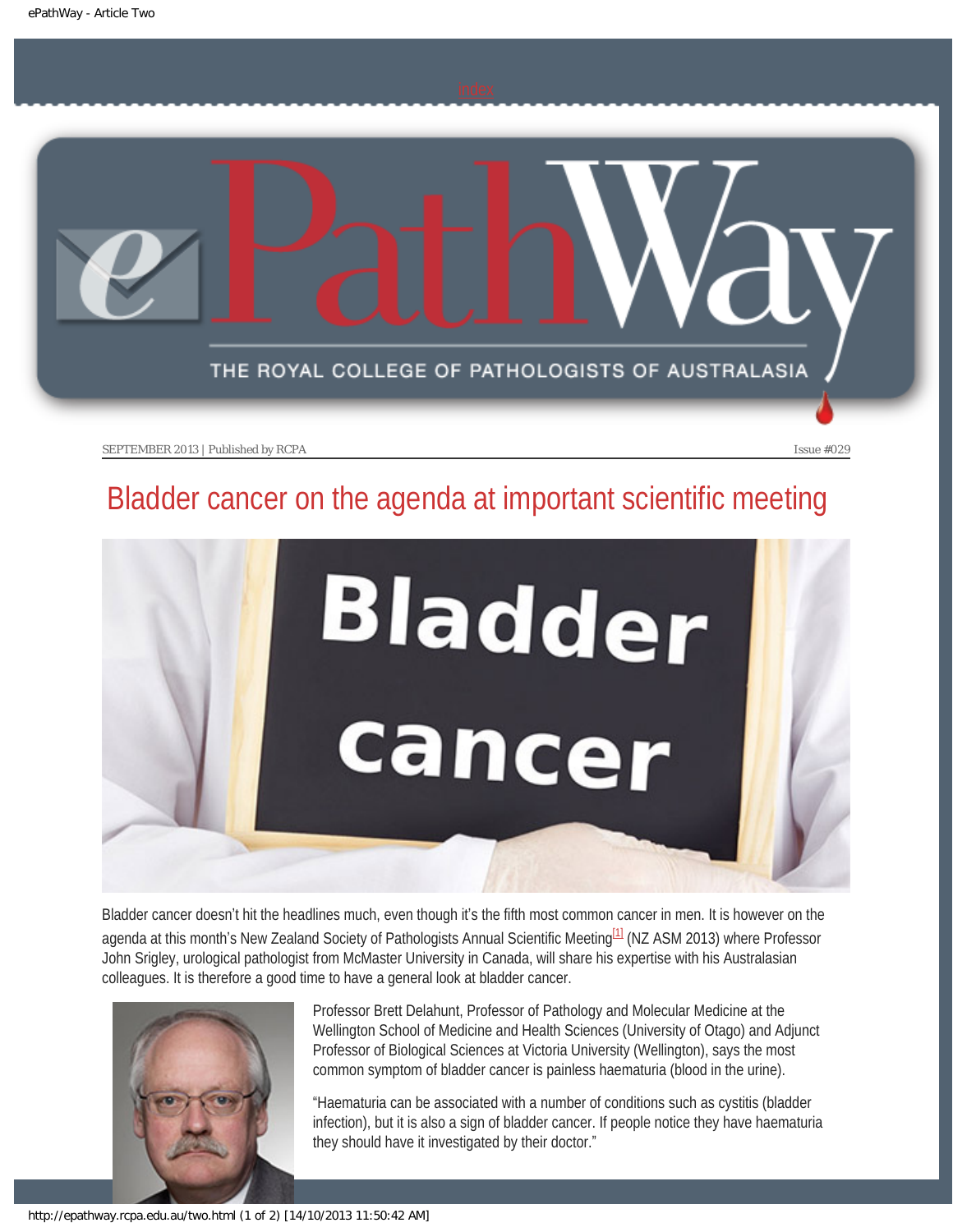SEPTEMBER 2013 | Published by RCPA Issue #029

# Bladder cancer on the agenda at important scientific meeting

Bladder cancer doesn't hit the headlines much, even though it's the fifth most common cancer in men. It is however on the agenda at this month's New Zealand Society of Pathologists Annual Scientific Meeting[1] (NZ ASM 2013) where Professor John Srigley, urological pathologist from McMaster University in Canada, will share his expertise with his Australasian colleagues. It is therefore a good time to have a general look at bladder cancer.

Professor Brett Delahunt, Professor of Pathology and Molecular Medicine at the Wellington School of Medicine and Health Sciences (University of Otago) and Adjunct Professor of Biological Sciences at Victoria University (Wellington), says the most common symptom of bladder cancer is painless haematuria (blood in the urine).

"Haematuria can be associated with a number of conditions such as cystitis (bladder infection), but it is also a sign of bladder cancer. If people notice they have haematuria they should have it investigated by their doctor."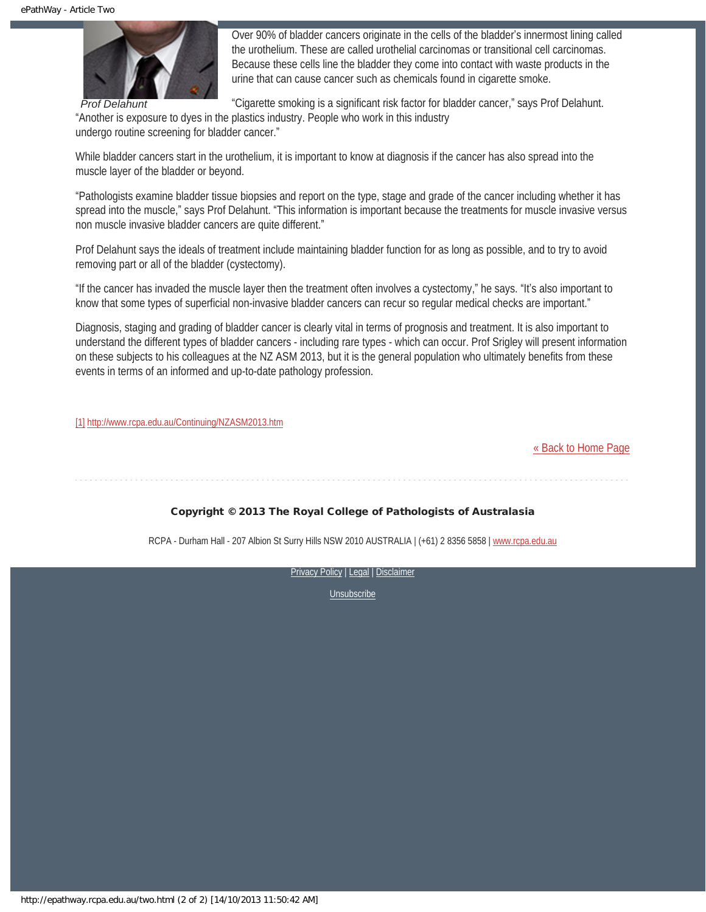Prof Delahunt

Over 90% of bladder cancers originate in the cells of the bladder's innermost lining called the urothelium. These are called urothelial carcinomas or transitional cell carcinomas. Because these cells line the bladder they come into contact with waste products in the urine that can cause cancer such as chemicals found in cigarette smoke.

"Cigarette smoking is a significant risk factor for bladder cancer," says Prof Delahunt. "Another is exposure to dyes in the plastics industry. People who work in this industry undergo routine screening for bladder cancer."

While bladder cancers start in the urothelium, it is important to know at diagnosis if the cancer has also spread into the muscle layer of the bladder or beyond.

"Pathologists examine bladder tissue biopsies and report on the type, stage and grade of the cancer including whether it has spread into the muscle," says Prof Delahunt. "This information is important because the treatments for muscle invasive versus non muscle invasive bladder cancers are quite different."

Prof Delahunt says the ideals of treatment include maintaining bladder function for as long as possible, and to try to avoid removing part or all of the bladder (cystectomy).

"If the cancer has invaded the muscle layer then the treatment often involves a cystectomy," he says. "It's also important to know that some types of superficial non-invasive bladder cancers can recur so regular medical checks are important."

Diagnosis, staging and grading of bladder cancer is clearly vital in terms of prognosis and treatment. It is also important to understand the different types of bladder cancers - including rare types - which can occur. Prof Srigley will present information on these subjects to his colleagues at the NZ ASM 2013, but it is the general population who ultimately benefits from these events in terms of an informed and up-to-date pathology profession.

[1] http://www.rcpa.edu.au/Continuing/NZASM2013.htm

« Back to Home Page

**Copyright © 2013 The Royal College of Pathologists of Australasia**

RCPA - Durham Hall - 207 Albion St Surry Hills NSW 2010 AUSTRALIA | (+61) 2 8356 5858 | www.rcpa.edu.au

Privacy Policy | Legal | Disclaimer

Unsubscribe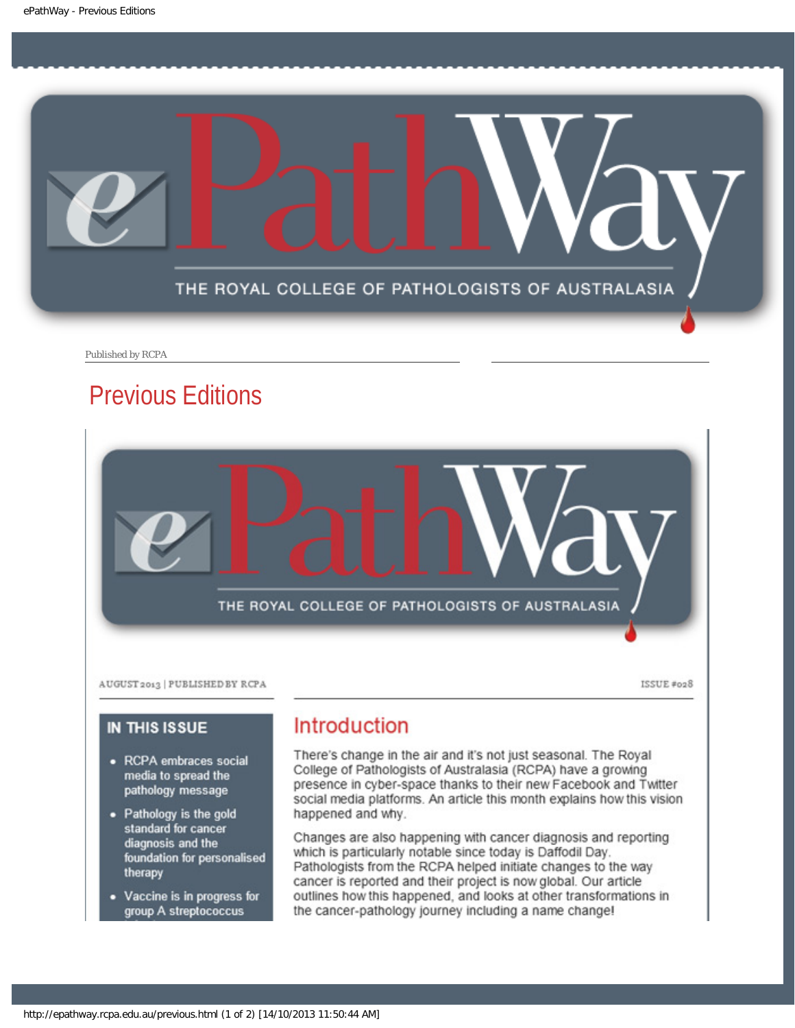# ePathWay

THE ROYAL COLLEGE OF PATHOLOGISTS OF AUSTRALASIA

Published by RCPA

## Previous Editions

# ePathWay

THE ROYAL COLLEGE OF PATHOLOGISTS OF AUSTRALASIA

AUGUST 2013 | PUBLISHED BY RCPA

ISSUE #028

### IN THIS ISSUE

- RCPA embraces social media to spread the pathology message
- Pathology is the gold standard for cancer diagnosis and the foundation for personalised therapy
- Vaccine is in progress for group A streptococcus

## Introduction

There's change in the air and it's not just seasonal. The Royal College of Pathologists of Australasia (RCPA) have a growing presence in cyber-space thanks to their new Facebook and Twitter social media platforms. An article this month explains how this vision happened and why.

Changes are also happening with cancer diagnosis and reporting which is particularly notable since today is Daffodil Day. Pathologists from the RCPA helped initiate changes to the way cancer is reported and their project is now global. Our article outlines how this happened, and looks at other transformations in the cancer-pathology journey including a name change!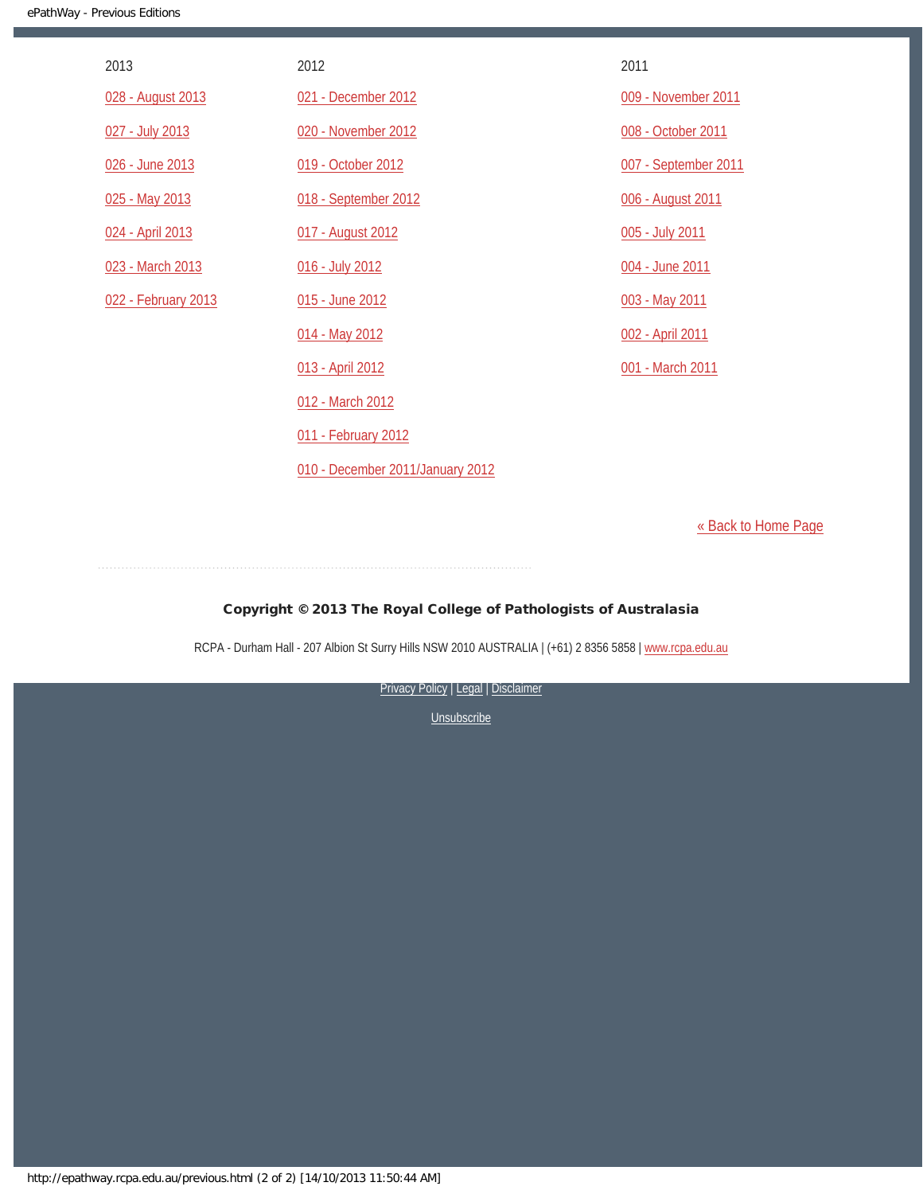2013

- 028 - August 2013
- 027 - July 2013
- 026 - June 2013
- 025 - May 2013
- 024 - April 2013
- 023 - March 2013
- 022 - February 2013

2012

- 021 - December 2012
- 020 - November 2012
- 019 - October 2012
- 018 - September 2012
- 017 - August 2012
- 016 - July 2012
- 015 - June 2012
- 014 - May 2012
- 013 - April 2012
- 012 - March 2012
- 011 - February 2012
- 010 - December 2011/January 2012

2011

- 009 - November 2011
- 008 - October 2011
- 007 - September 2011
- 006 - August 2011
- 005 - July 2011
- 004 - June 2011
- 003 - May 2011
- 002 - April 2011
- 001 - March 2011

« Back to Home Page

**Copyright © 2013 The Royal College of Pathologists of Australasia**

RCPA - Durham Hall - 207 Albion St Surry Hills NSW 2010 AUSTRALIA | (+61) 2 8356 5858 | www.rcpa.edu.au

Privacy Policy | Legal | Disclaimer

Unsubscribe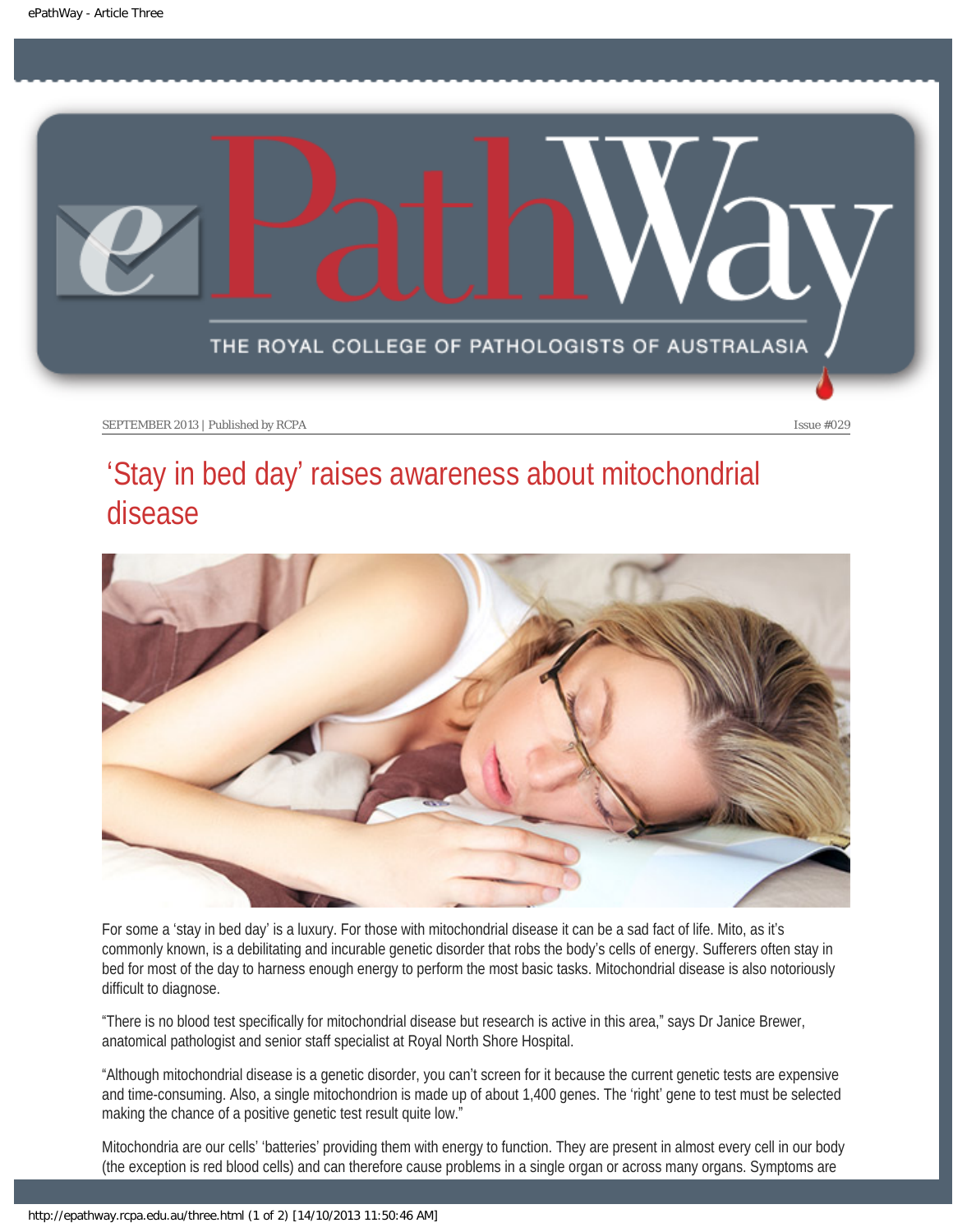SEPTEMBER 2013 | Published by RCPA Issue #029

# 'Stay in bed day' raises awareness about mitochondrial disease

For some a 'stay in bed day' is a luxury. For those with mitochondrial disease it can be a sad fact of life. Mito, as it's commonly known, is a debilitating and incurable genetic disorder that robs the body's cells of energy. Sufferers often stay in bed for most of the day to harness enough energy to perform the most basic tasks. Mitochondrial disease is also notoriously difficult to diagnose.

"There is no blood test specifically for mitochondrial disease but research is active in this area," says Dr Janice Brewer, anatomical pathologist and senior staff specialist at Royal North Shore Hospital.

"Although mitochondrial disease is a genetic disorder, you can't screen for it because the current genetic tests are expensive and time-consuming. Also, a single mitochondrion is made up of about 1,400 genes. The 'right' gene to test must be selected making the chance of a positive genetic test result quite low."

Mitochondria are our cells' 'batteries' providing them with energy to function. They are present in almost every cell in our body (the exception is red blood cells) and can therefore cause problems in a single organ or across many organs. Symptoms are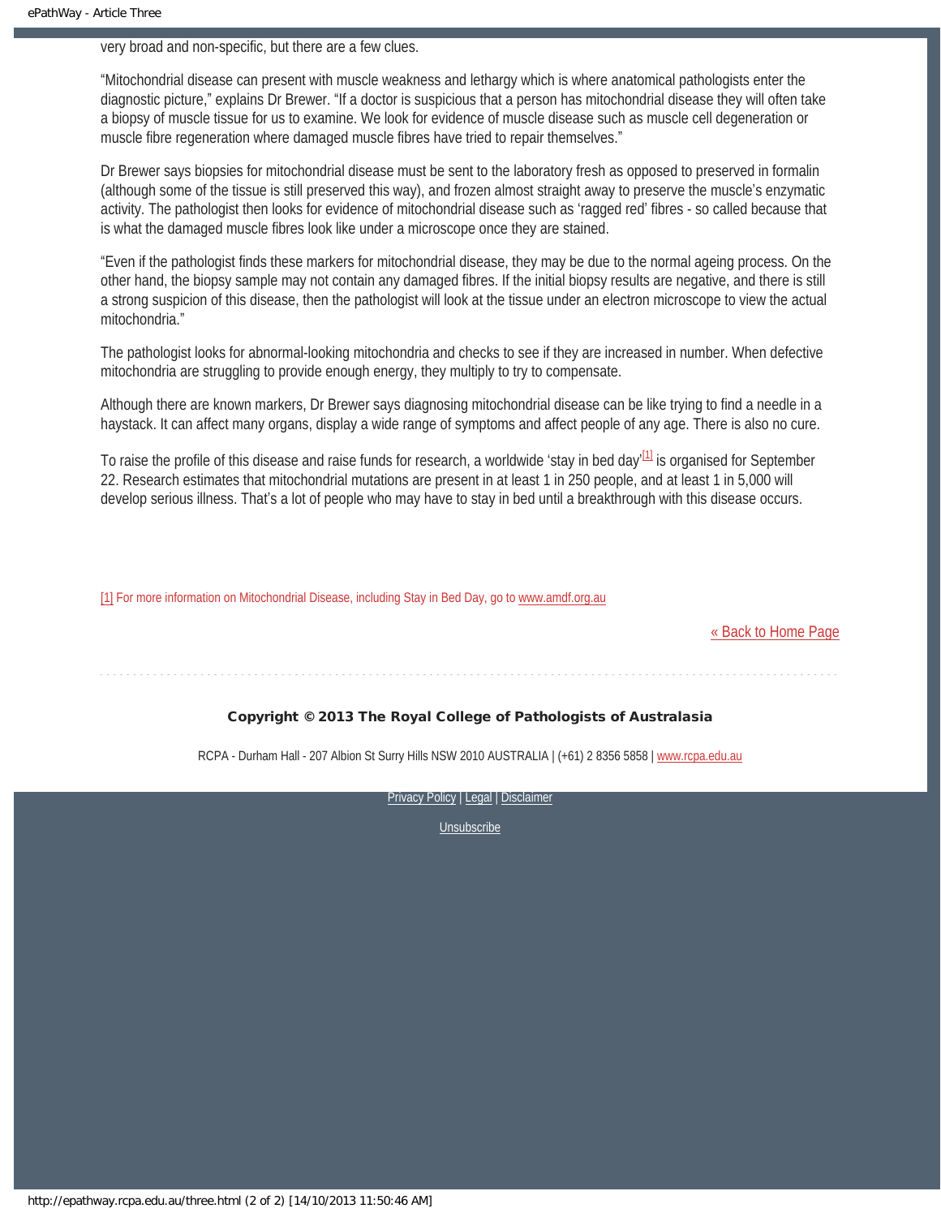very broad and non-specific, but there are a few clues.

"Mitochondrial disease can present with muscle weakness and lethargy which is where anatomical pathologists enter the diagnostic picture," explains Dr Brewer. "If a doctor is suspicious that a person has mitochondrial disease they will often take a biopsy of muscle tissue for us to examine. We look for evidence of muscle disease such as muscle cell degeneration or muscle fibre regeneration where damaged muscle fibres have tried to repair themselves."

Dr Brewer says biopsies for mitochondrial disease must be sent to the laboratory fresh as opposed to preserved in formalin (although some of the tissue is still preserved this way), and frozen almost straight away to preserve the muscle's enzymatic activity. The pathologist then looks for evidence of mitochondrial disease such as 'ragged red' fibres - so called because that is what the damaged muscle fibres look like under a microscope once they are stained.

"Even if the pathologist finds these markers for mitochondrial disease, they may be due to the normal ageing process. On the other hand, the biopsy sample may not contain any damaged fibres. If the initial biopsy results are negative, and there is still a strong suspicion of this disease, then the pathologist will look at the tissue under an electron microscope to view the actual mitochondria."

The pathologist looks for abnormal-looking mitochondria and checks to see if they are increased in number. When defective mitochondria are struggling to provide enough energy, they multiply to try to compensate.

Although there are known markers, Dr Brewer says diagnosing mitochondrial disease can be like trying to find a needle in a haystack. It can affect many organs, display a wide range of symptoms and affect people of any age. There is also no cure.

To raise the profile of this disease and raise funds for research, a worldwide 'stay in bed day'[1] is organised for September 22. Research estimates that mitochondrial mutations are present in at least 1 in 250 people, and at least 1 in 5,000 will develop serious illness. That's a lot of people who may have to stay in bed until a breakthrough with this disease occurs.

[1] For more information on Mitochondrial Disease, including Stay in Bed Day, go to www.amdf.org.au

« Back to Home Page

**Copyright © 2013 The Royal College of Pathologists of Australasia**

RCPA - Durham Hall - 207 Albion St Surry Hills NSW 2010 AUSTRALIA | (+61) 2 8356 5858 | www.rcpa.edu.au

Privacy Policy | Legal | Disclaimer

Unsubscribe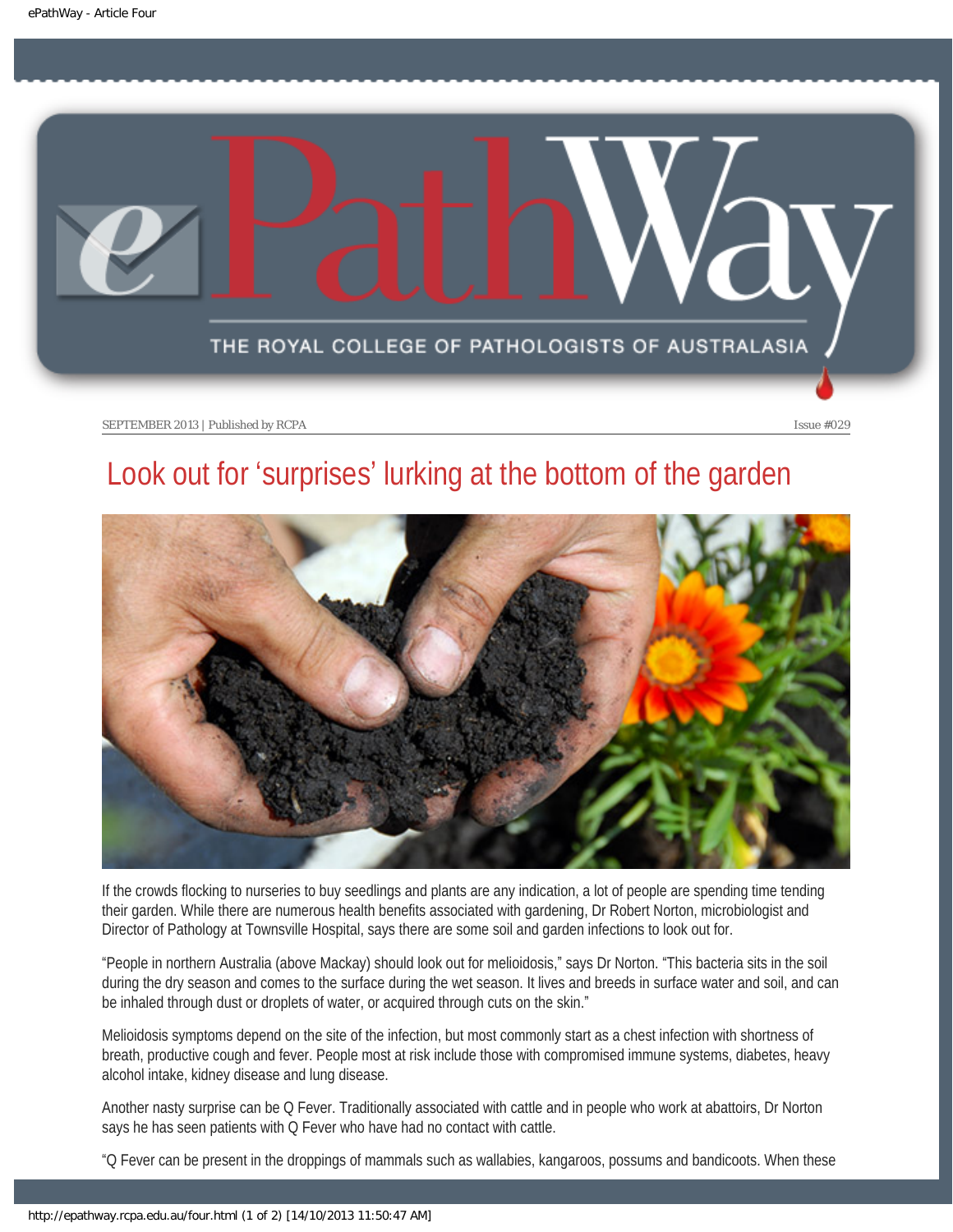SEPTEMBER 2013 | Published by RCPA Issue #029

# Look out for 'surprises' lurking at the bottom of the garden

If the crowds flocking to nurseries to buy seedlings and plants are any indication, a lot of people are spending time tending their garden. While there are numerous health benefits associated with gardening, Dr Robert Norton, microbiologist and Director of Pathology at Townsville Hospital, says there are some soil and garden infections to look out for.

"People in northern Australia (above Mackay) should look out for melioidosis," says Dr Norton. "This bacteria sits in the soil during the dry season and comes to the surface during the wet season. It lives and breeds in surface water and soil, and can be inhaled through dust or droplets of water, or acquired through cuts on the skin."

Melioidosis symptoms depend on the site of the infection, but most commonly start as a chest infection with shortness of breath, productive cough and fever. People most at risk include those with compromised immune systems, diabetes, heavy alcohol intake, kidney disease and lung disease.

Another nasty surprise can be Q Fever. Traditionally associated with cattle and in people who work at abattoirs, Dr Norton says he has seen patients with Q Fever who have had no contact with cattle.

"Q Fever can be present in the droppings of mammals such as wallabies, kangaroos, possums and bandicoots. When these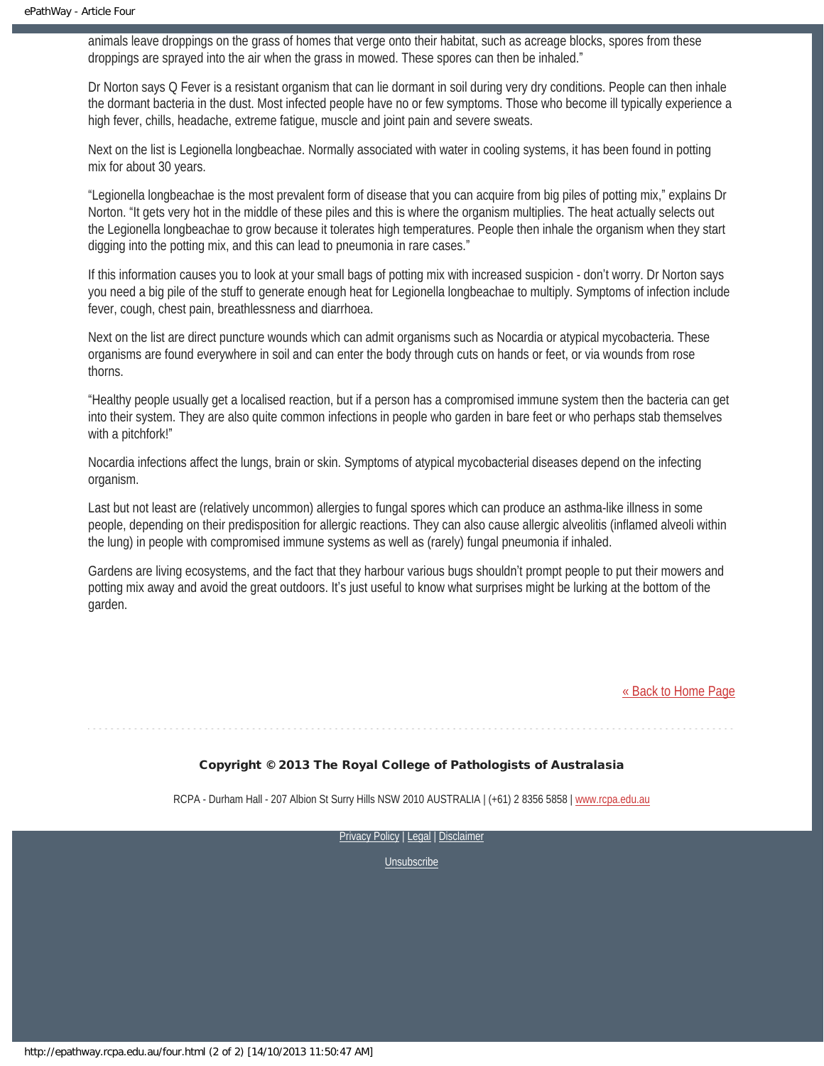animals leave droppings on the grass of homes that verge onto their habitat, such as acreage blocks, spores from these droppings are sprayed into the air when the grass in mowed. These spores can then be inhaled."

Dr Norton says Q Fever is a resistant organism that can lie dormant in soil during very dry conditions. People can then inhale the dormant bacteria in the dust. Most infected people have no or few symptoms. Those who become ill typically experience a high fever, chills, headache, extreme fatigue, muscle and joint pain and severe sweats.

Next on the list is Legionella longbeachae. Normally associated with water in cooling systems, it has been found in potting mix for about 30 years.

"Legionella longbeachae is the most prevalent form of disease that you can acquire from big piles of potting mix," explains Dr Norton. "It gets very hot in the middle of these piles and this is where the organism multiplies. The heat actually selects out the Legionella longbeachae to grow because it tolerates high temperatures. People then inhale the organism when they start digging into the potting mix, and this can lead to pneumonia in rare cases."

If this information causes you to look at your small bags of potting mix with increased suspicion - don't worry. Dr Norton says you need a big pile of the stuff to generate enough heat for Legionella longbeachae to multiply. Symptoms of infection include fever, cough, chest pain, breathlessness and diarrhoea.

Next on the list are direct puncture wounds which can admit organisms such as Nocardia or atypical mycobacteria. These organisms are found everywhere in soil and can enter the body through cuts on hands or feet, or via wounds from rose thorns.

"Healthy people usually get a localised reaction, but if a person has a compromised immune system then the bacteria can get into their system. They are also quite common infections in people who garden in bare feet or who perhaps stab themselves with a pitchfork!"

Nocardia infections affect the lungs, brain or skin. Symptoms of atypical mycobacterial diseases depend on the infecting organism.

Last but not least are (relatively uncommon) allergies to fungal spores which can produce an asthma-like illness in some people, depending on their predisposition for allergic reactions. They can also cause allergic alveolitis (inflamed alveoli within the lung) in people with compromised immune systems as well as (rarely) fungal pneumonia if inhaled.

Gardens are living ecosystems, and the fact that they harbour various bugs shouldn't prompt people to put their mowers and potting mix away and avoid the great outdoors. It's just useful to know what surprises might be lurking at the bottom of the garden.

[« Back to Home Page](#)

**Copyright © 2013 The Royal College of Pathologists of Australasia**

RCPA - Durham Hall - 207 Albion St Surry Hills NSW 2010 AUSTRALIA | (+61) 2 8356 5858 | www.rcpa.edu.au

Privacy Policy | Legal | Disclaimer

Unsubscribe